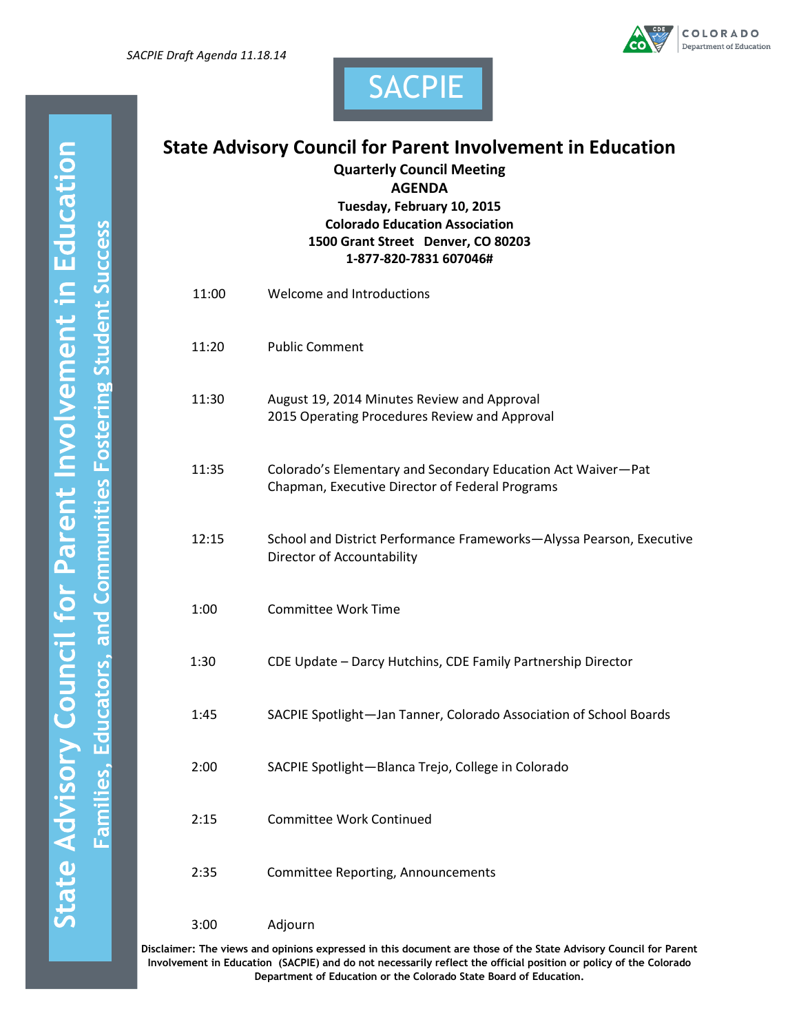*SACPIE Draft Agenda 11.18.14*

SACPIE

State Advisory Council for Parent Involvement in Education

Families, Educators, and Communities Fostering Student Success

# State Advisory Council for Parent Involvement in Education

**Quarterly Council Meeting**
**AGENDA**
**Tuesday, February 10, 2015**
**Colorado Education Association**
**1500 Grant Street Denver, CO 80203**
**1-877-820-7831 607046#**

| | |
|---|---|
| 11:00 | Welcome and Introductions |
| 11:20 | Public Comment |
| 11:30 | August 19, 2014 Minutes Review and Approval<br>2015 Operating Procedures Review and Approval |
| 11:35 | Colorado's Elementary and Secondary Education Act Waiver—Pat Chapman, Executive Director of Federal Programs |
| 12:15 | School and District Performance Frameworks—Alyssa Pearson, Executive Director of Accountability |
| 1:00 | Committee Work Time |
| 1:30 | CDE Update – Darcy Hutchins, CDE Family Partnership Director |
| 1:45 | SACPIE Spotlight—Jan Tanner, Colorado Association of School Boards |
| 2:00 | SACPIE Spotlight—Blanca Trejo, College in Colorado |
| 2:15 | Committee Work Continued |
| 2:35 | Committee Reporting, Announcements |
| 3:00 | Adjourn |

**Disclaimer: The views and opinions expressed in this document are those of the State Advisory Council for Parent Involvement in Education (SACPIE) and do not necessarily reflect the official position or policy of the Colorado Department of Education or the Colorado State Board of Education.**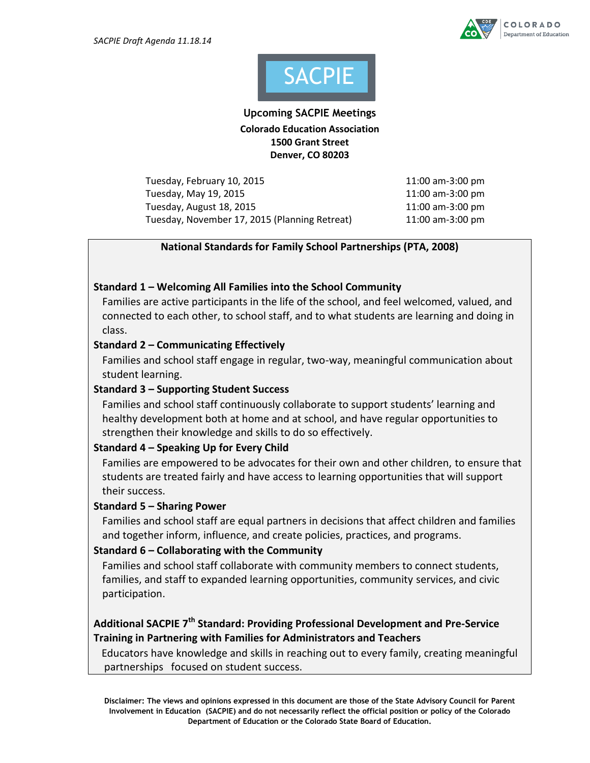*SACPIE Draft Agenda 11.18.14*

# SACPIE

**Upcoming SACPIE Meetings**

**Colorado Education Association**
**1500 Grant Street**
**Denver, CO 80203**

| | |
|---|---|
| Tuesday, February 10, 2015 | 11:00 am-3:00 pm |
| Tuesday, May 19, 2015 | 11:00 am-3:00 pm |
| Tuesday, August 18, 2015 | 11:00 am-3:00 pm |
| Tuesday, November 17, 2015 (Planning Retreat) | 11:00 am-3:00 pm |

## National Standards for Family School Partnerships (PTA, 2008)

**Standard 1 – Welcoming All Families into the School Community**

Families are active participants in the life of the school, and feel welcomed, valued, and connected to each other, to school staff, and to what students are learning and doing in class.

**Standard 2 – Communicating Effectively**

Families and school staff engage in regular, two-way, meaningful communication about student learning.

**Standard 3 – Supporting Student Success**

Families and school staff continuously collaborate to support students' learning and healthy development both at home and at school, and have regular opportunities to strengthen their knowledge and skills to do so effectively.

**Standard 4 – Speaking Up for Every Child**

Families are empowered to be advocates for their own and other children, to ensure that students are treated fairly and have access to learning opportunities that will support their success.

**Standard 5 – Sharing Power**

Families and school staff are equal partners in decisions that affect children and families and together inform, influence, and create policies, practices, and programs.

**Standard 6 – Collaborating with the Community**

Families and school staff collaborate with community members to connect students, families, and staff to expanded learning opportunities, community services, and civic participation.

**Additional SACPIE 7th Standard: Providing Professional Development and Pre-Service Training in Partnering with Families for Administrators and Teachers**

Educators have knowledge and skills in reaching out to every family, creating meaningful partnerships focused on student success.

**Disclaimer: The views and opinions expressed in this document are those of the State Advisory Council for Parent Involvement in Education (SACPIE) and do not necessarily reflect the official position or policy of the Colorado Department of Education or the Colorado State Board of Education.**